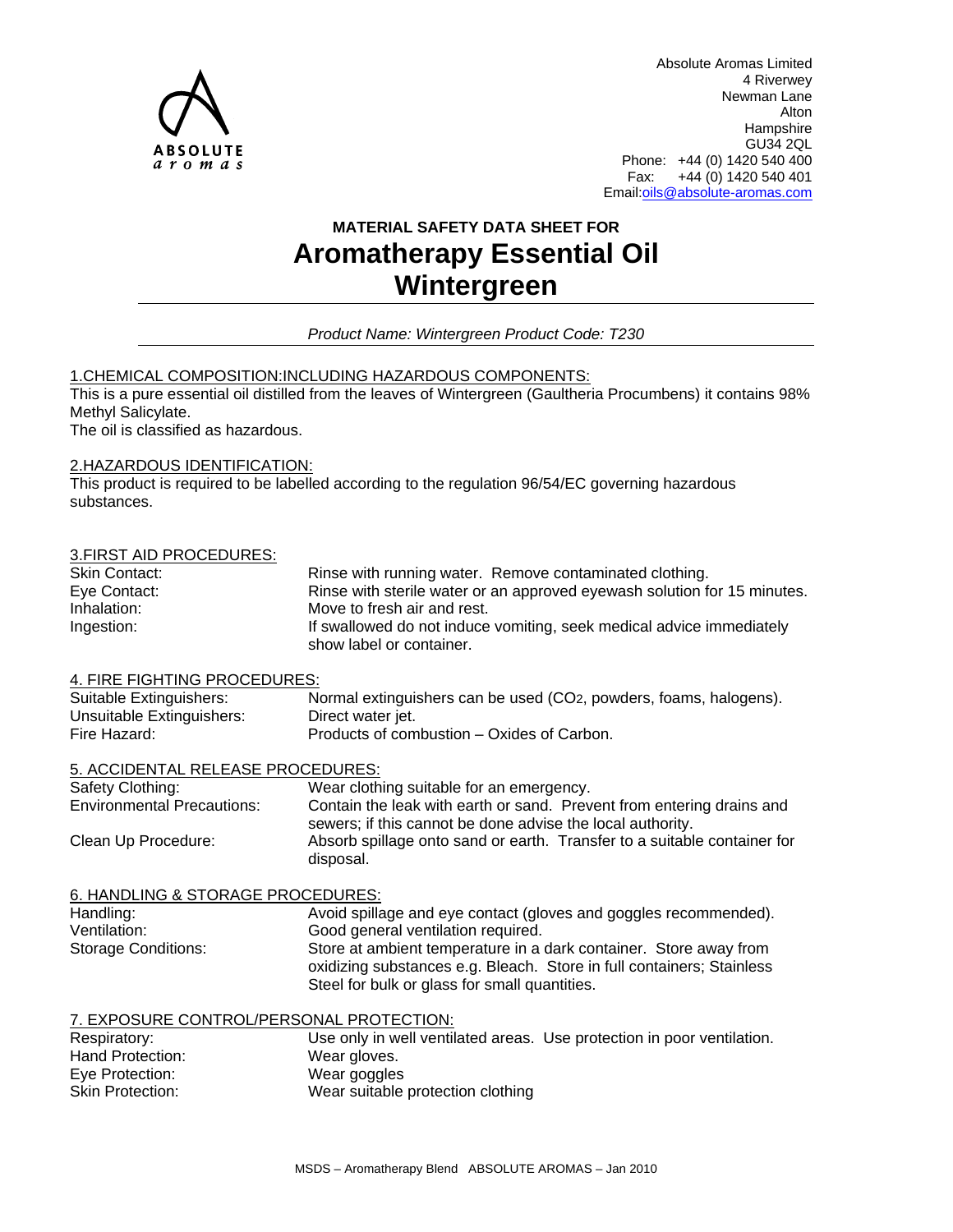Absolute Aromas Limited
4 Riverwey
Newman Lane
Alton
Hampshire
GU34 2QL
Phone: +44 (0) 1420 540 400
Fax: +44 (0) 1420 540 401
Email: oils@absolute-aromas.com

## MATERIAL SAFETY DATA SHEET FOR

# Aromatherapy Essential Oil Wintergreen

*Product Name: Wintergreen Product Code: T230*

### 1.CHEMICAL COMPOSITION:INCLUDING HAZARDOUS COMPONENTS:

This is a pure essential oil distilled from the leaves of Wintergreen (Gaultheria Procumbens) it contains 98% Methyl Salicylate.
The oil is classified as hazardous.

### 2.HAZARDOUS IDENTIFICATION:

This product is required to be labelled according to the regulation 96/54/EC governing hazardous substances.

### 3.FIRST AID PROCEDURES:

| | |
|---|---|
| Skin Contact: | Rinse with running water. Remove contaminated clothing. |
| Eye Contact: | Rinse with sterile water or an approved eyewash solution for 15 minutes. |
| Inhalation: | Move to fresh air and rest. |
| Ingestion: | If swallowed do not induce vomiting, seek medical advice immediately show label or container. |

### 4. FIRE FIGHTING PROCEDURES:

| | |
|---|---|
| Suitable Extinguishers: | Normal extinguishers can be used ($CO_2$, powders, foams, halogens). |
| Unsuitable Extinguishers: | Direct water jet. |
| Fire Hazard: | Products of combustion – Oxides of Carbon. |

### 5. ACCIDENTAL RELEASE PROCEDURES:

| | |
|---|---|
| Safety Clothing: | Wear clothing suitable for an emergency. |
| Environmental Precautions: | Contain the leak with earth or sand. Prevent from entering drains and sewers; if this cannot be done advise the local authority. |
| Clean Up Procedure: | Absorb spillage onto sand or earth. Transfer to a suitable container for disposal. |

### 6. HANDLING & STORAGE PROCEDURES:

| | |
|---|---|
| Handling: | Avoid spillage and eye contact (gloves and goggles recommended). |
| Ventilation: | Good general ventilation required. |
| Storage Conditions: | Store at ambient temperature in a dark container. Store away from oxidizing substances e.g. Bleach. Store in full containers; Stainless Steel for bulk or glass for small quantities. |

### 7. EXPOSURE CONTROL/PERSONAL PROTECTION:

| | |
|---|---|
| Respiratory: | Use only in well ventilated areas. Use protection in poor ventilation. |
| Hand Protection: | Wear gloves. |
| Eye Protection: | Wear goggles |
| Skin Protection: | Wear suitable protection clothing |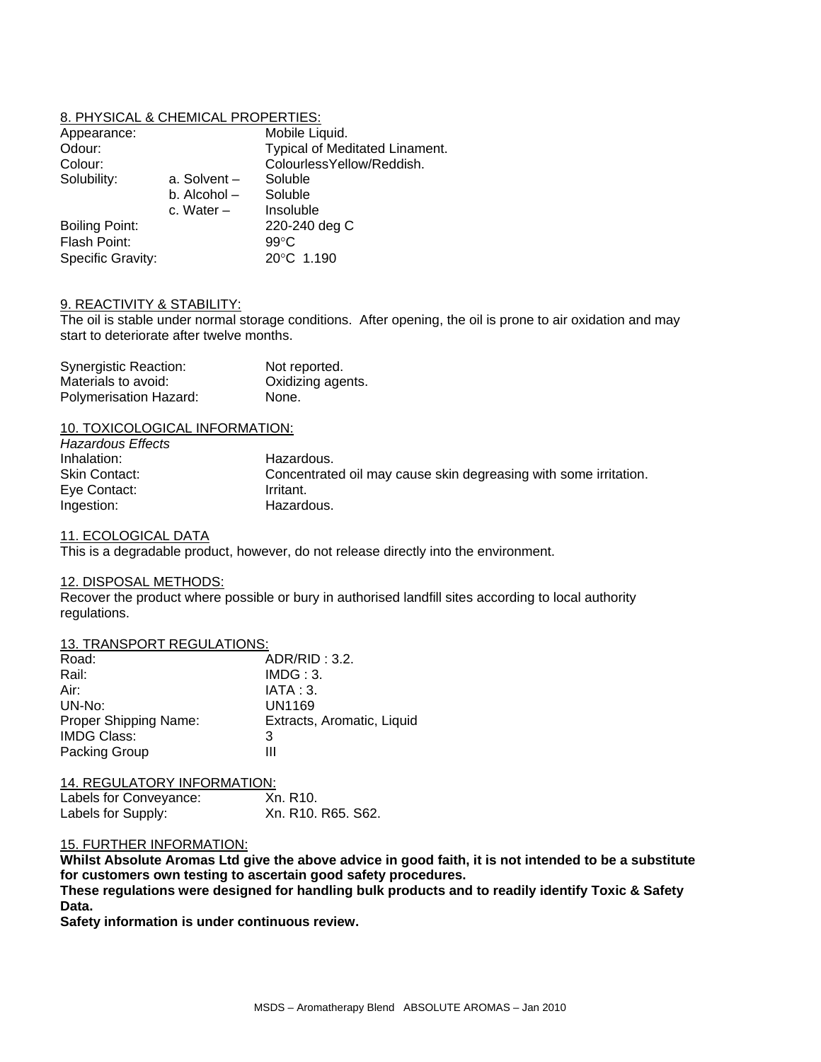## 8. PHYSICAL & CHEMICAL PROPERTIES:

| | | |
|---|---|---|
| Appearance: | | Mobile Liquid. |
| Odour: | | Typical of Meditated Linament. |
| Colour: | | ColourlessYellow/Reddish. |
| Solubility: | a. Solvent – | Soluble |
| | b. Alcohol – | Soluble |
| | c. Water – | Insoluble |
| Boiling Point: | | 220-240 deg C |
| Flash Point: | | 99°C |
| Specific Gravity: | | 20°C 1.190 |

## 9. REACTIVITY & STABILITY:

The oil is stable under normal storage conditions. After opening, the oil is prone to air oxidation and may start to deteriorate after twelve months.

| | |
|---|---|
| Synergistic Reaction: | Not reported. |
| Materials to avoid: | Oxidizing agents. |
| Polymerisation Hazard: | None. |

## 10. TOXICOLOGICAL INFORMATION:

*Hazardous Effects*

| | |
|---|---|
| Inhalation: | Hazardous. |
| Skin Contact: | Concentrated oil may cause skin degreasing with some irritation. |
| Eye Contact: | Irritant. |
| Ingestion: | Hazardous. |

## 11. ECOLOGICAL DATA

This is a degradable product, however, do not release directly into the environment.

## 12. DISPOSAL METHODS:

Recover the product where possible or bury in authorised landfill sites according to local authority regulations.

## 13. TRANSPORT REGULATIONS:

| | |
|---|---|
| Road: | ADR/RID : 3.2. |
| Rail: | IMDG : 3. |
| Air: | IATA : 3. |
| UN-No: | UN1169 |
| Proper Shipping Name: | Extracts, Aromatic, Liquid |
| IMDG Class: | 3 |
| Packing Group | III |

## 14. REGULATORY INFORMATION:

| | |
|---|---|
| Labels for Conveyance: | Xn. R10. |
| Labels for Supply: | Xn. R10. R65. S62. |

## 15. FURTHER INFORMATION:

**Whilst Absolute Aromas Ltd give the above advice in good faith, it is not intended to be a substitute for customers own testing to ascertain good safety procedures.**

**These regulations were designed for handling bulk products and to readily identify Toxic & Safety Data.**

**Safety information is under continuous review.**